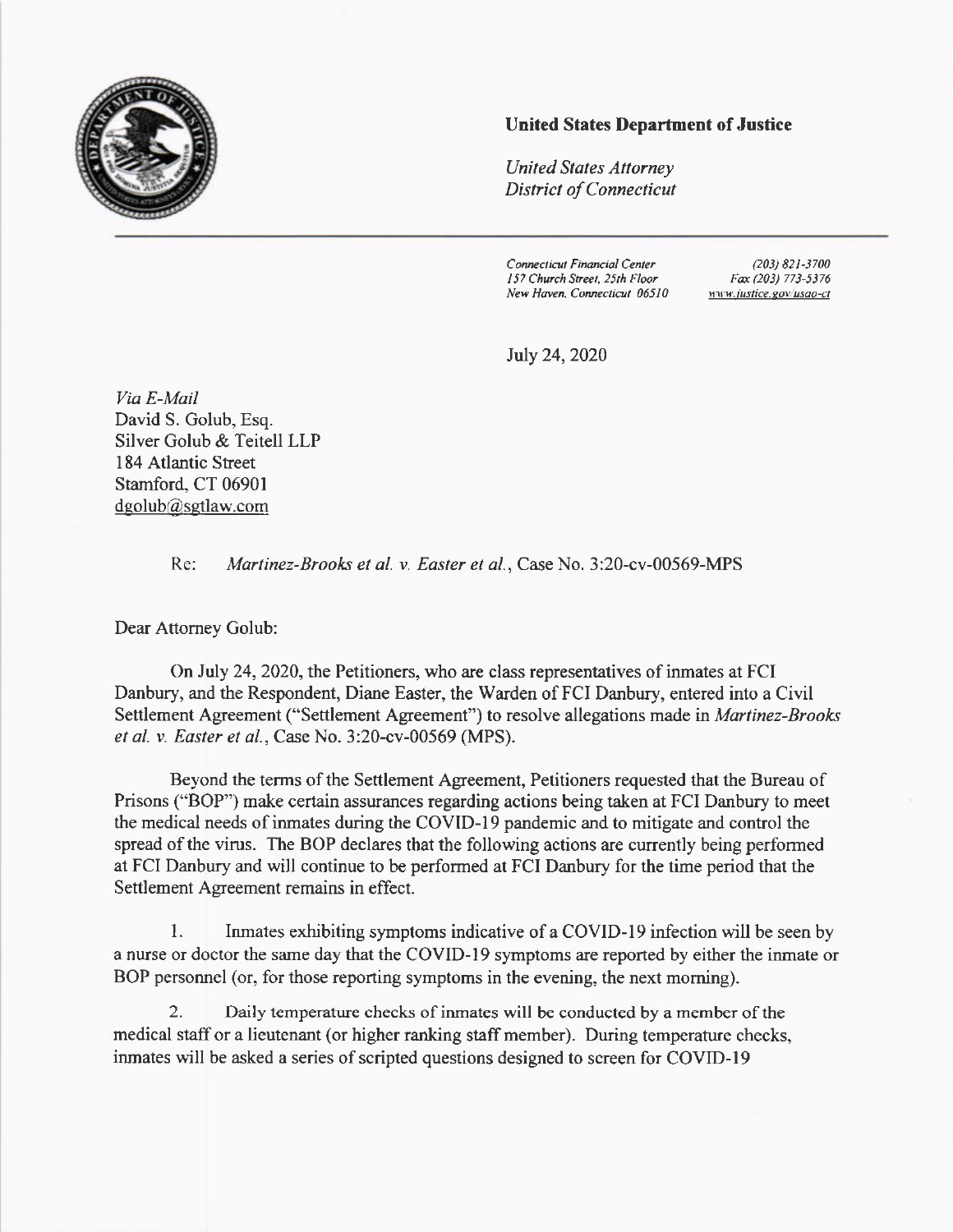**United States Department of Justice**

*United States Attorney*
*District of Connecticut*

*Connecticut Financial Center*
*157 Church Street, 25th Floor*
*New Haven, Connecticut 06510*

*(203) 821-3700*
*Fax (203) 773-5376*
*www.justice.gov/usao-ct*

July 24, 2020

*Via E-Mail*
David S. Golub, Esq.
Silver Golub & Teitell LLP
184 Atlantic Street
Stamford, CT 06901
dgolub@sgtlaw.com

Re: *Martinez-Brooks et al. v. Easter et al.*, Case No. 3:20-cv-00569-MPS

Dear Attorney Golub:

On July 24, 2020, the Petitioners, who are class representatives of inmates at FCI Danbury, and the Respondent, Diane Easter, the Warden of FCI Danbury, entered into a Civil Settlement Agreement ("Settlement Agreement") to resolve allegations made in *Martinez-Brooks et al. v. Easter et al.*, Case No. 3:20-cv-00569 (MPS).

Beyond the terms of the Settlement Agreement, Petitioners requested that the Bureau of Prisons ("BOP") make certain assurances regarding actions being taken at FCI Danbury to meet the medical needs of inmates during the COVID-19 pandemic and to mitigate and control the spread of the virus. The BOP declares that the following actions are currently being performed at FCI Danbury and will continue to be performed at FCI Danbury for the time period that the Settlement Agreement remains in effect.

1. Inmates exhibiting symptoms indicative of a COVID-19 infection will be seen by a nurse or doctor the same day that the COVID-19 symptoms are reported by either the inmate or BOP personnel (or, for those reporting symptoms in the evening, the next morning).

2. Daily temperature checks of inmates will be conducted by a member of the medical staff or a lieutenant (or higher ranking staff member). During temperature checks, inmates will be asked a series of scripted questions designed to screen for COVID-19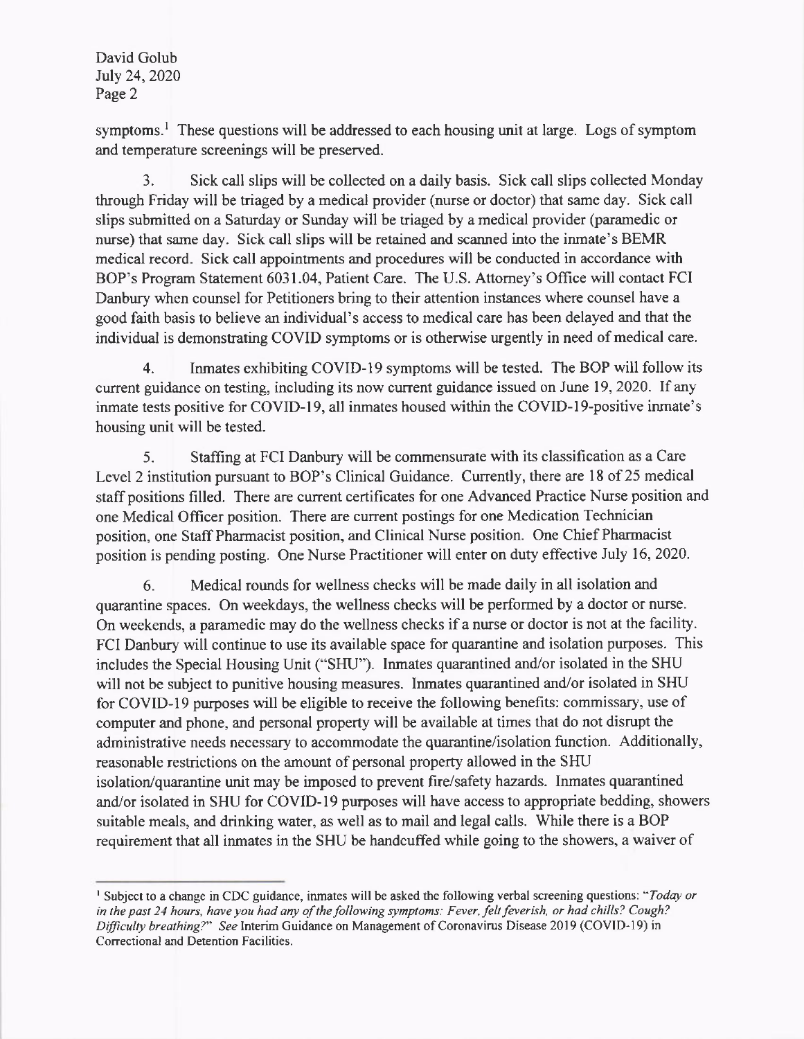symptoms.[1] These questions will be addressed to each housing unit at large. Logs of symptom and temperature screenings will be preserved.

3. Sick call slips will be collected on a daily basis. Sick call slips collected Monday through Friday will be triaged by a medical provider (nurse or doctor) that same day. Sick call slips submitted on a Saturday or Sunday will be triaged by a medical provider (paramedic or nurse) that same day. Sick call slips will be retained and scanned into the inmate's BEMR medical record. Sick call appointments and procedures will be conducted in accordance with BOP's Program Statement 6031.04, Patient Care. The U.S. Attorney's Office will contact FCI Danbury when counsel for Petitioners bring to their attention instances where counsel have a good faith basis to believe an individual's access to medical care has been delayed and that the individual is demonstrating COVID symptoms or is otherwise urgently in need of medical care.

4. Inmates exhibiting COVID-19 symptoms will be tested. The BOP will follow its current guidance on testing, including its now current guidance issued on June 19, 2020. If any inmate tests positive for COVID-19, all inmates housed within the COVID-19-positive inmate's housing unit will be tested.

5. Staffing at FCI Danbury will be commensurate with its classification as a Care Level 2 institution pursuant to BOP's Clinical Guidance. Currently, there are 18 of 25 medical staff positions filled. There are current certificates for one Advanced Practice Nurse position and one Medical Officer position. There are current postings for one Medication Technician position, one Staff Pharmacist position, and Clinical Nurse position. One Chief Pharmacist position is pending posting. One Nurse Practitioner will enter on duty effective July 16, 2020.

6. Medical rounds for wellness checks will be made daily in all isolation and quarantine spaces. On weekdays, the wellness checks will be performed by a doctor or nurse. On weekends, a paramedic may do the wellness checks if a nurse or doctor is not at the facility. FCI Danbury will continue to use its available space for quarantine and isolation purposes. This includes the Special Housing Unit ("SHU"). Inmates quarantined and/or isolated in the SHU will not be subject to punitive housing measures. Inmates quarantined and/or isolated in SHU for COVID-19 purposes will be eligible to receive the following benefits: commissary, use of computer and phone, and personal property will be available at times that do not disrupt the administrative needs necessary to accommodate the quarantine/isolation function. Additionally, reasonable restrictions on the amount of personal property allowed in the SHU isolation/quarantine unit may be imposed to prevent fire/safety hazards. Inmates quarantined and/or isolated in SHU for COVID-19 purposes will have access to appropriate bedding, showers suitable meals, and drinking water, as well as to mail and legal calls. While there is a BOP requirement that all inmates in the SHU be handcuffed while going to the showers, a waiver of

---

[1] Subject to a change in CDC guidance, inmates will be asked the following verbal screening questions: "*Today or in the past 24 hours, have you had any of the following symptoms: Fever, felt feverish, or had chills? Cough? Difficulty breathing?*" *See* Interim Guidance on Management of Coronavirus Disease 2019 (COVID-19) in Correctional and Detention Facilities.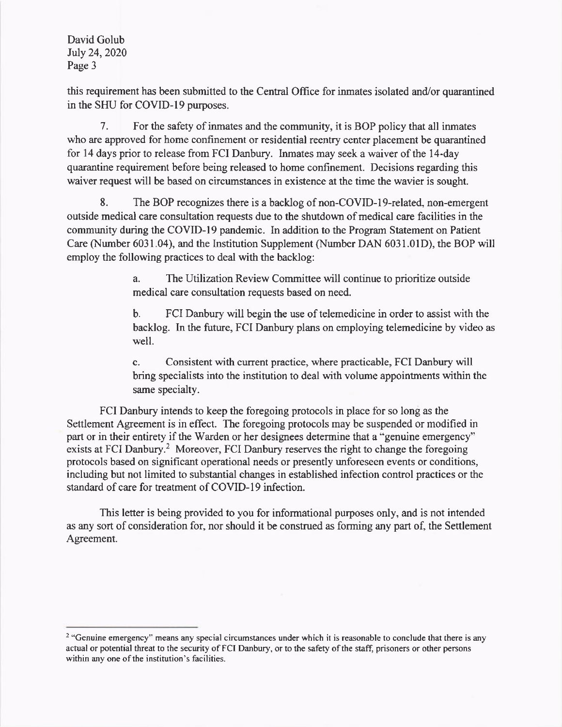this requirement has been submitted to the Central Office for inmates isolated and/or quarantined in the SHU for COVID-19 purposes.

7. For the safety of inmates and the community, it is BOP policy that all inmates who are approved for home confinement or residential reentry center placement be quarantined for 14 days prior to release from FCI Danbury. Inmates may seek a waiver of the 14-day quarantine requirement before being released to home confinement. Decisions regarding this waiver request will be based on circumstances in existence at the time the wavier is sought.

8. The BOP recognizes there is a backlog of non-COVID-19-related, non-emergent outside medical care consultation requests due to the shutdown of medical care facilities in the community during the COVID-19 pandemic. In addition to the Program Statement on Patient Care (Number 6031.04), and the Institution Supplement (Number DAN 6031.01D), the BOP will employ the following practices to deal with the backlog:

a. The Utilization Review Committee will continue to prioritize outside medical care consultation requests based on need.

b. FCI Danbury will begin the use of telemedicine in order to assist with the backlog. In the future, FCI Danbury plans on employing telemedicine by video as well.

c. Consistent with current practice, where practicable, FCI Danbury will bring specialists into the institution to deal with volume appointments within the same specialty.

FCI Danbury intends to keep the foregoing protocols in place for so long as the Settlement Agreement is in effect. The foregoing protocols may be suspended or modified in part or in their entirety if the Warden or her designees determine that a "genuine emergency" exists at FCI Danbury.[2] Moreover, FCI Danbury reserves the right to change the foregoing protocols based on significant operational needs or presently unforeseen events or conditions, including but not limited to substantial changes in established infection control practices or the standard of care for treatment of COVID-19 infection.

This letter is being provided to you for informational purposes only, and is not intended as any sort of consideration for, nor should it be construed as forming any part of, the Settlement Agreement.

[2] "Genuine emergency" means any special circumstances under which it is reasonable to conclude that there is any actual or potential threat to the security of FCI Danbury, or to the safety of the staff, prisoners or other persons within any one of the institution's facilities.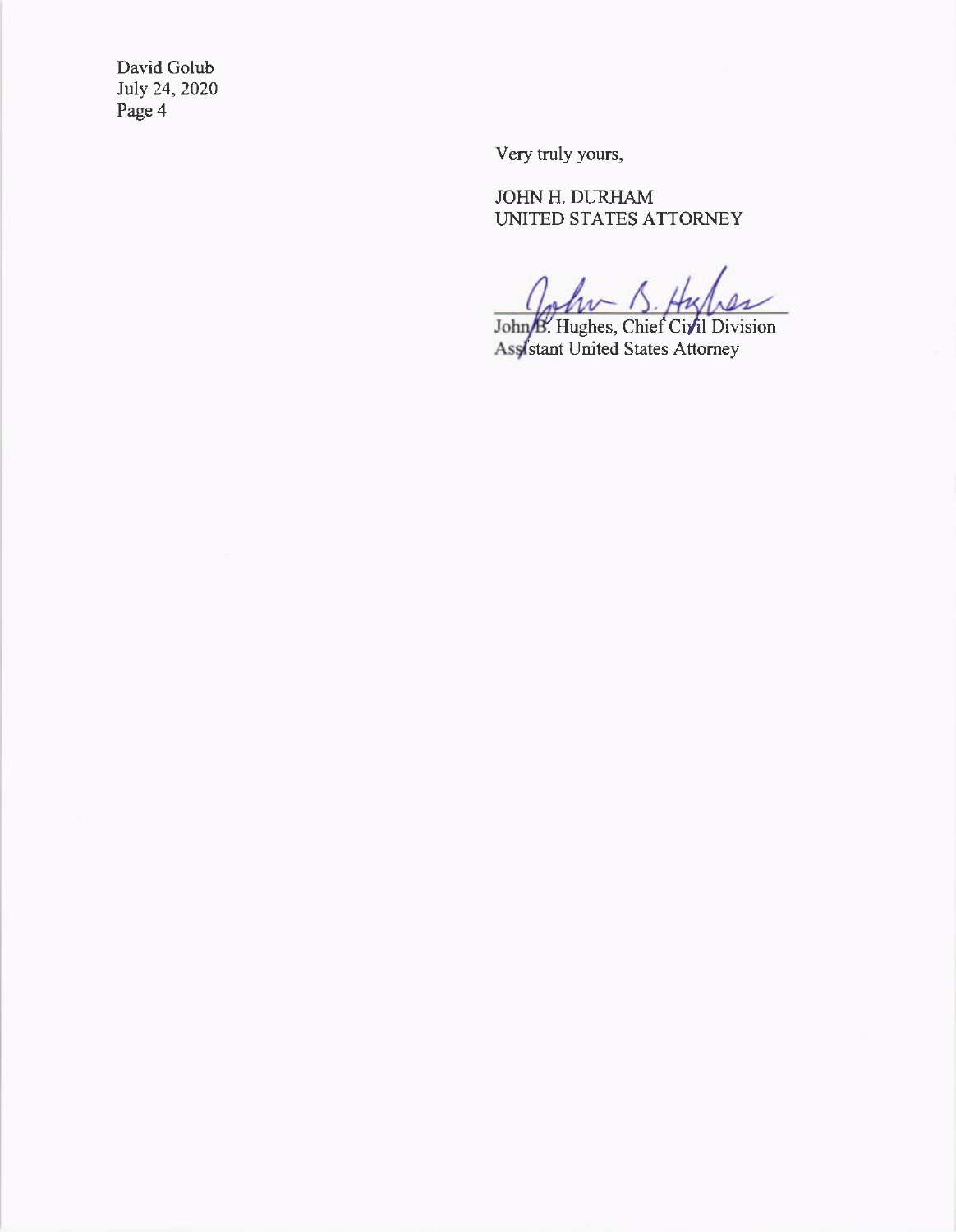Very truly yours,

JOHN H. DURHAM
UNITED STATES ATTORNEY

John B. Hughes, Chief Civil Division
Assistant United States Attorney